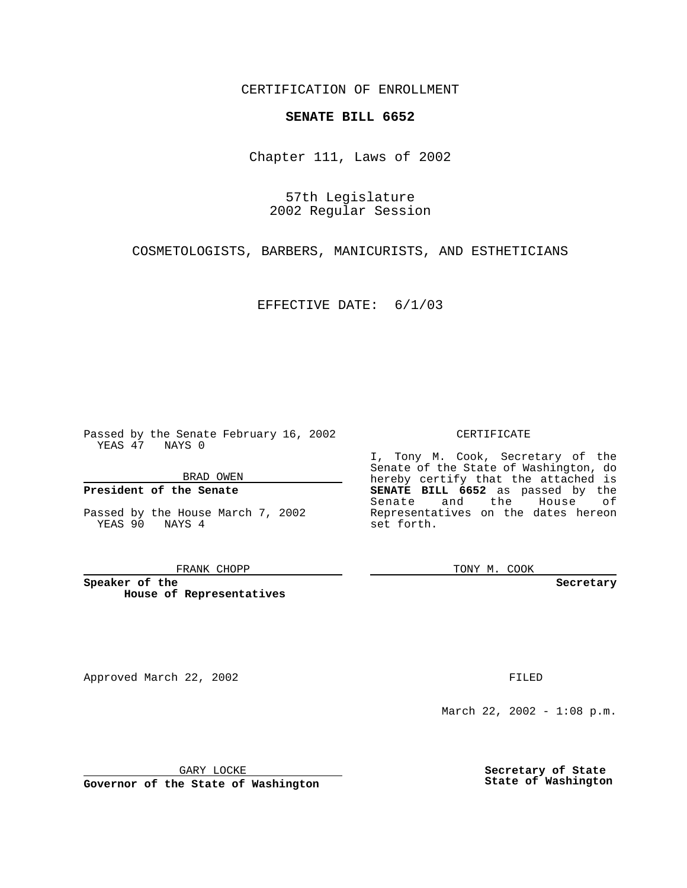CERTIFICATION OF ENROLLMENT

**SENATE BILL 6652**

Chapter 111, Laws of 2002

57th Legislature
2002 Regular Session

COSMETOLOGISTS, BARBERS, MANICURISTS, AND ESTHETICIANS

EFFECTIVE DATE: 6/1/03

Passed by the Senate February 16, 2002
YEAS 47 NAYS 0

BRAD OWEN

**President of the Senate**

Passed by the House March 7, 2002
YEAS 90 NAYS 4

FRANK CHOPP

**Speaker of the House of Representatives**

CERTIFICATE

I, Tony M. Cook, Secretary of the Senate of the State of Washington, do hereby certify that the attached is **SENATE BILL 6652** as passed by the Senate and the House of Representatives on the dates hereon set forth.

TONY M. COOK

**Secretary**

Approved March 22, 2002

GARY LOCKE

**Governor of the State of Washington**

FILED

March 22, 2002 - 1:08 p.m.

**Secretary of State**
**State of Washington**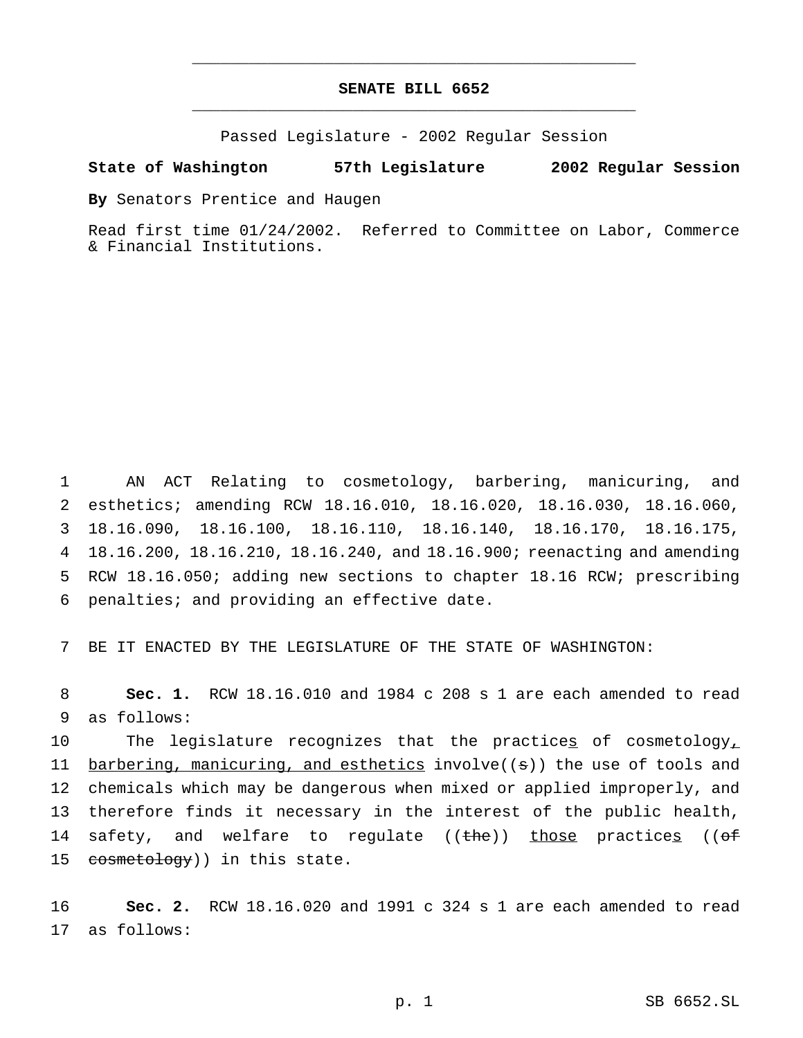# SENATE BILL 6652

Passed Legislature - 2002 Regular Session

**State of Washington 57th Legislature 2002 Regular Session**

**By** Senators Prentice and Haugen

Read first time 01/24/2002. Referred to Committee on Labor, Commerce & Financial Institutions.

AN ACT Relating to cosmetology, barbering, manicuring, and esthetics; amending RCW 18.16.010, 18.16.020, 18.16.030, 18.16.060, 18.16.090, 18.16.100, 18.16.110, 18.16.140, 18.16.170, 18.16.175, 18.16.200, 18.16.210, 18.16.240, and 18.16.900; reenacting and amending RCW 18.16.050; adding new sections to chapter 18.16 RCW; prescribing penalties; and providing an effective date.

BE IT ENACTED BY THE LEGISLATURE OF THE STATE OF WASHINGTON:

**Sec. 1.** RCW 18.16.010 and 1984 c 208 s 1 are each amended to read as follows:

The legislature recognizes that the practice<u>s</u> of cosmetology<u>, barbering, manicuring, and esthetics</u> involve((~~s~~)) the use of tools and chemicals which may be dangerous when mixed or applied improperly, and therefore finds it necessary in the interest of the public health, safety, and welfare to regulate ((~~the~~)) <u>those</u> practice<u>s</u> ((~~of cosmetology~~)) in this state.

**Sec. 2.** RCW 18.16.020 and 1991 c 324 s 1 are each amended to read as follows: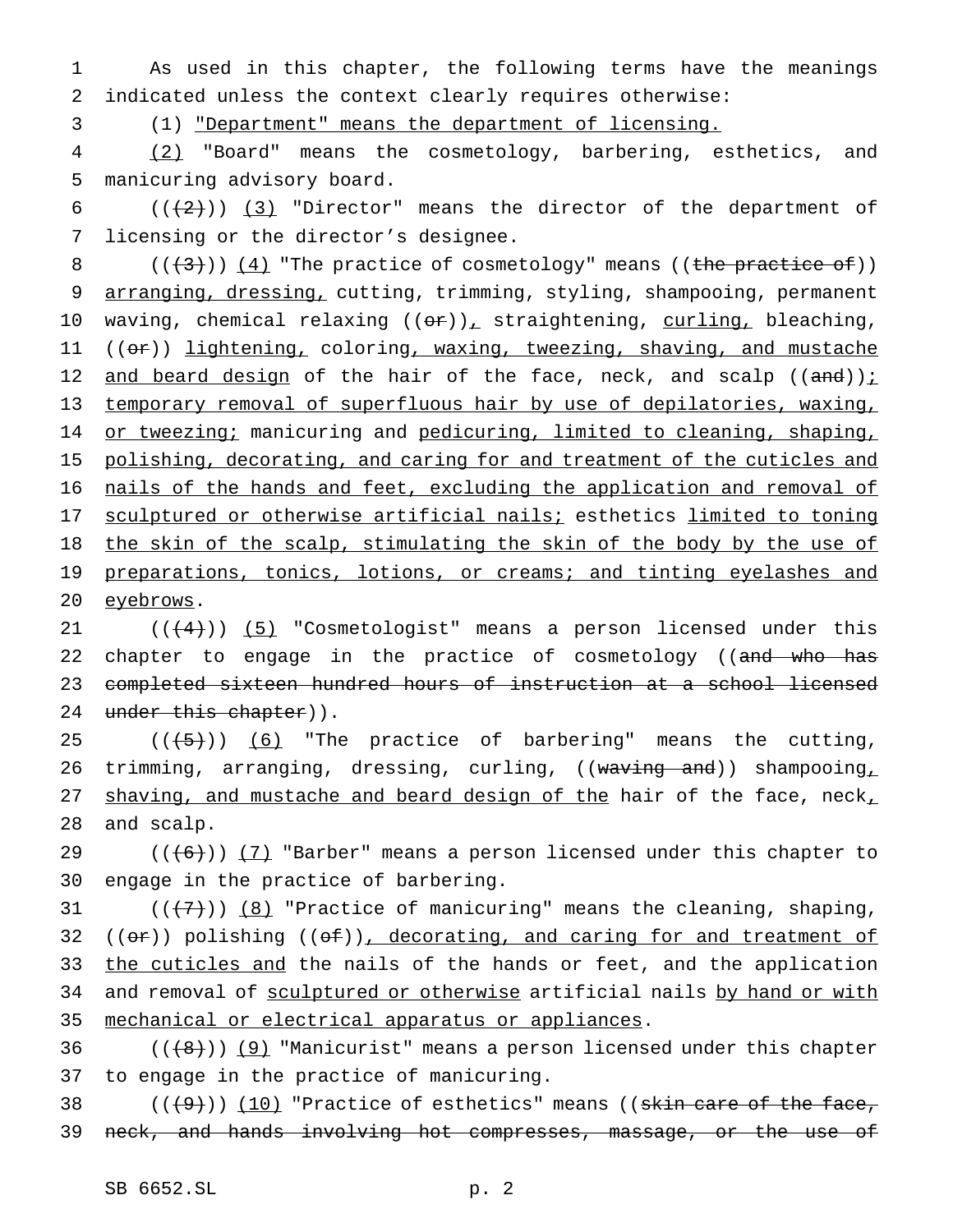As used in this chapter, the following terms have the meanings indicated unless the context clearly requires otherwise:

(1) "Department" means the department of licensing.

(2) "Board" means the cosmetology, barbering, esthetics, and manicuring advisory board.

(((2))) (3) "Director" means the director of the department of licensing or the director's designee.

(((3))) (4) "The practice of cosmetology" means ((the practice of)) arranging, dressing, cutting, trimming, styling, shampooing, permanent waving, chemical relaxing ((or)), straightening, curling, bleaching, ((or)) lightening, coloring, waxing, tweezing, shaving, and mustache and beard design of the hair of the face, neck, and scalp ((and)); temporary removal of superfluous hair by use of depilatories, waxing, or tweezing; manicuring and pedicuring, limited to cleaning, shaping, polishing, decorating, and caring for and treatment of the cuticles and nails of the hands and feet, excluding the application and removal of sculptured or otherwise artificial nails; esthetics limited to toning the skin of the scalp, stimulating the skin of the body by the use of preparations, tonics, lotions, or creams; and tinting eyelashes and eyebrows.

(((4))) (5) "Cosmetologist" means a person licensed under this chapter to engage in the practice of cosmetology ((and who has completed sixteen hundred hours of instruction at a school licensed under this chapter)).

(((5))) (6) "The practice of barbering" means the cutting, trimming, arranging, dressing, curling, ((waving and)) shampooing, shaving, and mustache and beard design of the hair of the face, neck, and scalp.

(((6))) (7) "Barber" means a person licensed under this chapter to engage in the practice of barbering.

(((7))) (8) "Practice of manicuring" means the cleaning, shaping, ((or)) polishing ((of)), decorating, and caring for and treatment of the cuticles and the nails of the hands or feet, and the application and removal of sculptured or otherwise artificial nails by hand or with mechanical or electrical apparatus or appliances.

(((8))) (9) "Manicurist" means a person licensed under this chapter to engage in the practice of manicuring.

(((9))) (10) "Practice of esthetics" means ((skin care of the face, neck, and hands involving hot compresses, massage, or the use of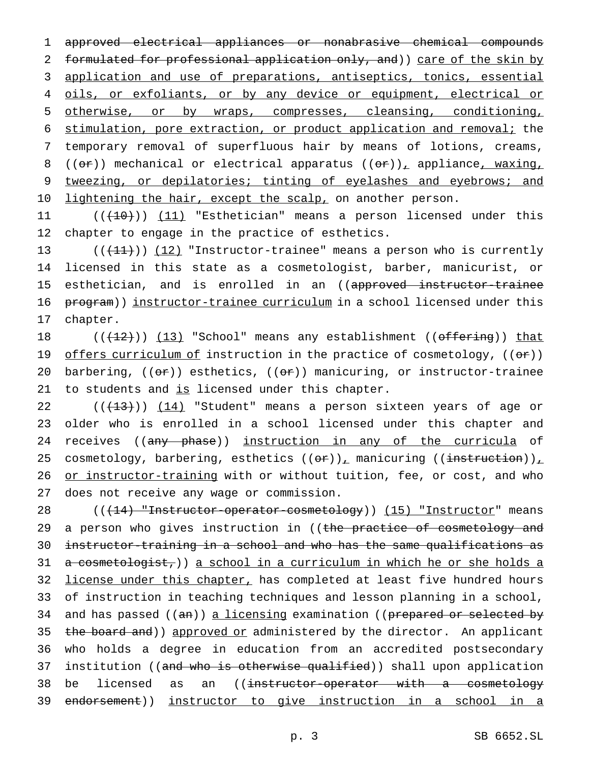approved electrical appliances or nonabrasive chemical compounds formulated for professional application only, and)) care of the skin by application and use of preparations, antiseptics, tonics, essential oils, or exfoliants, or by any device or equipment, electrical or otherwise, or by wraps, compresses, cleansing, conditioning, stimulation, pore extraction, or product application and removal; the temporary removal of superfluous hair by means of lotions, creams, ((or)) mechanical or electrical apparatus ((or)), appliance, waxing, tweezing, or depilatories; tinting of eyelashes and eyebrows; and lightening the hair, except the scalp, on another person.

((~~(10)~~)) (11) "Esthetician" means a person licensed under this chapter to engage in the practice of esthetics.

((~~(11)~~)) (12) "Instructor-trainee" means a person who is currently licensed in this state as a cosmetologist, barber, manicurist, or esthetician, and is enrolled in an ((approved instructor-trainee program)) instructor-trainee curriculum in a school licensed under this chapter.

((~~(12)~~)) (13) "School" means any establishment ((offering)) that offers curriculum of instruction in the practice of cosmetology, ((or)) barbering, ((or)) esthetics, ((or)) manicuring, or instructor-trainee to students and is licensed under this chapter.

((~~(13)~~)) (14) "Student" means a person sixteen years of age or older who is enrolled in a school licensed under this chapter and receives ((any phase)) instruction in any of the curricula of cosmetology, barbering, esthetics ((or)), manicuring ((instruction)), or instructor-training with or without tuition, fee, or cost, and who does not receive any wage or commission.

((~~(14) "Instructor-operator-cosmetology~~)) (15) "Instructor" means a person who gives instruction in ((the practice of cosmetology and instructor-training in a school and who has the same qualifications as a cosmetologist,)) a school in a curriculum in which he or she holds a license under this chapter, has completed at least five hundred hours of instruction in teaching techniques and lesson planning in a school, and has passed ((an)) a licensing examination ((prepared or selected by the board and)) approved or administered by the director. An applicant who holds a degree in education from an accredited postsecondary institution ((and who is otherwise qualified)) shall upon application be licensed as an ((instructor-operator with a cosmetology endorsement)) instructor to give instruction in a school in a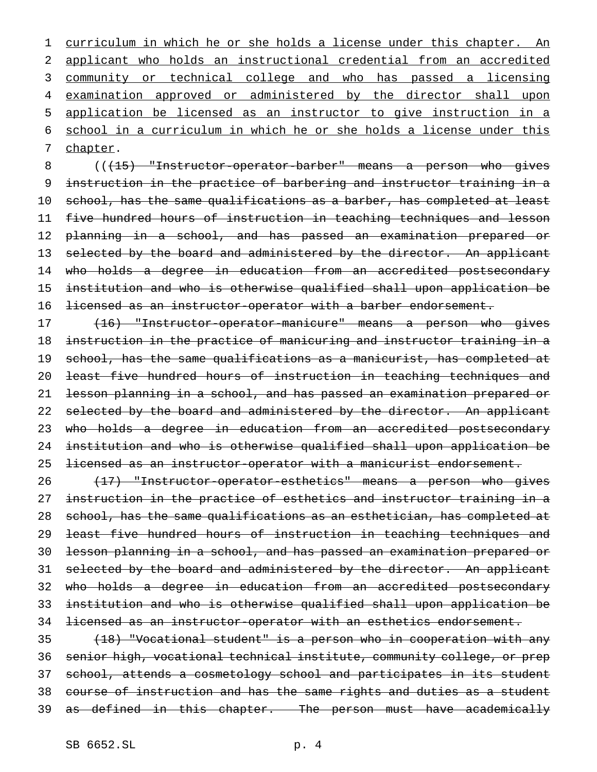curriculum in which he or she holds a license under this chapter. An applicant who holds an instructional credential from an accredited community or technical college and who has passed a licensing examination approved or administered by the director shall upon application be licensed as an instructor to give instruction in a school in a curriculum in which he or she holds a license under this chapter.

((~~(15) "Instructor-operator-barber" means a person who gives instruction in the practice of barbering and instructor training in a school, has the same qualifications as a barber, has completed at least five hundred hours of instruction in teaching techniques and lesson planning in a school, and has passed an examination prepared or selected by the board and administered by the director. An applicant who holds a degree in education from an accredited postsecondary institution and who is otherwise qualified shall upon application be licensed as an instructor-operator with a barber endorsement.~~

~~(16) "Instructor-operator-manicure" means a person who gives instruction in the practice of manicuring and instructor training in a school, has the same qualifications as a manicurist, has completed at least five hundred hours of instruction in teaching techniques and lesson planning in a school, and has passed an examination prepared or selected by the board and administered by the director. An applicant who holds a degree in education from an accredited postsecondary institution and who is otherwise qualified shall upon application be licensed as an instructor-operator with a manicurist endorsement.~~

~~(17) "Instructor-operator-esthetics" means a person who gives instruction in the practice of esthetics and instructor training in a school, has the same qualifications as an esthetician, has completed at least five hundred hours of instruction in teaching techniques and lesson planning in a school, and has passed an examination prepared or selected by the board and administered by the director. An applicant who holds a degree in education from an accredited postsecondary institution and who is otherwise qualified shall upon application be licensed as an instructor-operator with an esthetics endorsement.~~

~~(18) "Vocational student" is a person who in cooperation with any senior high, vocational technical institute, community college, or prep school, attends a cosmetology school and participates in its student course of instruction and has the same rights and duties as a student as defined in this chapter. The person must have academically~~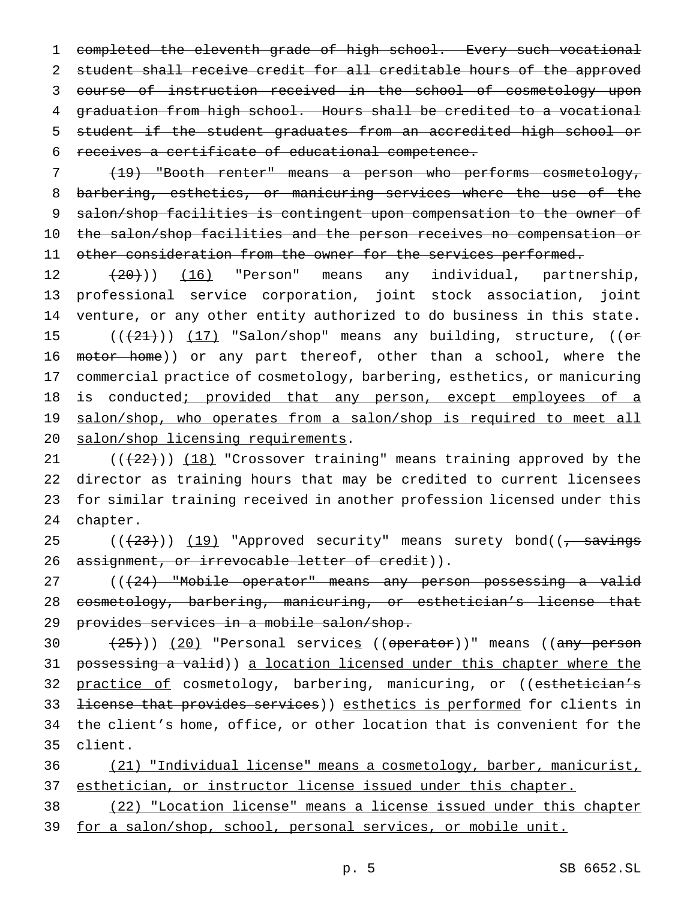~~completed the eleventh grade of high school. Every such vocational student shall receive credit for all creditable hours of the approved course of instruction received in the school of cosmetology upon graduation from high school. Hours shall be credited to a vocational student if the student graduates from an accredited high school or receives a certificate of educational competence.~~

~~(19) "Booth renter" means a person who performs cosmetology, barbering, esthetics, or manicuring services where the use of the salon/shop facilities is contingent upon compensation to the owner of the salon/shop facilities and the person receives no compensation or other consideration from the owner for the services performed.~~

~~(20)~~)) <u>(16)</u> "Person" means any individual, partnership, professional service corporation, joint stock association, joint venture, or any other entity authorized to do business in this state.

((~~(21)~~)) <u>(17)</u> "Salon/shop" means any building, structure, ((~~or motor home~~)) or any part thereof, other than a school, where the commercial practice of cosmetology, barbering, esthetics, or manicuring is conducted<u>; provided that any person, except employees of a salon/shop, who operates from a salon/shop is required to meet all salon/shop licensing requirements</u>.

((~~(22)~~)) <u>(18)</u> "Crossover training" means training approved by the director as training hours that may be credited to current licensees for similar training received in another profession licensed under this chapter.

((~~(23)~~)) <u>(19)</u> "Approved security" means surety bond((~~, savings assignment, or irrevocable letter of credit~~)).

((~~(24) "Mobile operator" means any person possessing a valid cosmetology, barbering, manicuring, or esthetician's license that provides services in a mobile salon/shop.~~

~~(25)~~)) <u>(20)</u> "Personal service<u>s</u> ((~~operator~~))" means ((~~any person possessing a valid~~)) <u>a location licensed under this chapter where the practice of</u> cosmetology, barbering, manicuring, or ((~~esthetician's license that provides services~~)) <u>esthetics is performed</u> for clients in the client's home, office, or other location that is convenient for the client.

<u>(21) "Individual license" means a cosmetology, barber, manicurist, esthetician, or instructor license issued under this chapter.</u>

<u>(22) "Location license" means a license issued under this chapter for a salon/shop, school, personal services, or mobile unit.</u>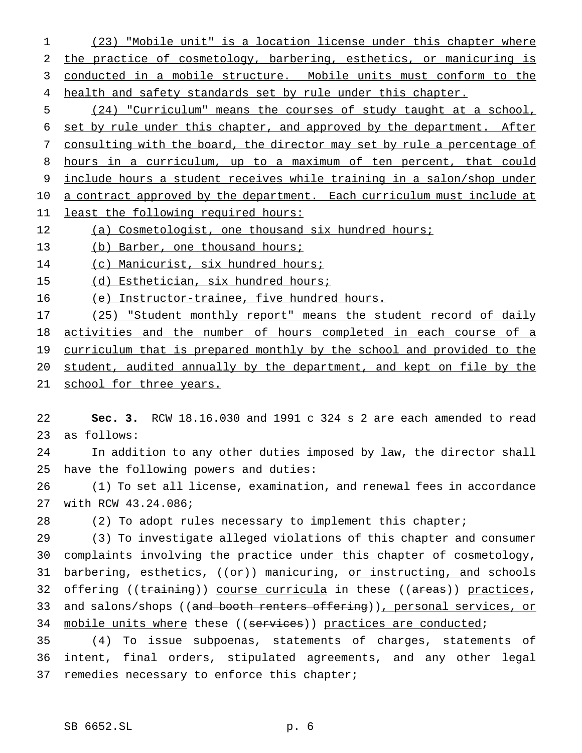(23) "Mobile unit" is a location license under this chapter where the practice of cosmetology, barbering, esthetics, or manicuring is conducted in a mobile structure. Mobile units must conform to the health and safety standards set by rule under this chapter.

(24) "Curriculum" means the courses of study taught at a school, set by rule under this chapter, and approved by the department. After consulting with the board, the director may set by rule a percentage of hours in a curriculum, up to a maximum of ten percent, that could include hours a student receives while training in a salon/shop under a contract approved by the department. Each curriculum must include at least the following required hours:

(a) Cosmetologist, one thousand six hundred hours;

(b) Barber, one thousand hours;

(c) Manicurist, six hundred hours;

(d) Esthetician, six hundred hours;

(e) Instructor-trainee, five hundred hours.

(25) "Student monthly report" means the student record of daily activities and the number of hours completed in each course of a curriculum that is prepared monthly by the school and provided to the student, audited annually by the department, and kept on file by the school for three years.

**Sec. 3.** RCW 18.16.030 and 1991 c 324 s 2 are each amended to read as follows:

In addition to any other duties imposed by law, the director shall have the following powers and duties:

(1) To set all license, examination, and renewal fees in accordance with RCW 43.24.086;

(2) To adopt rules necessary to implement this chapter;

(3) To investigate alleged violations of this chapter and consumer complaints involving the practice under this chapter of cosmetology, barbering, esthetics, ((~~or~~)) manicuring, or instructing, and schools offering ((~~training~~)) course curricula in these ((~~areas~~)) practices, and salons/shops ((~~and booth renters offering~~)), personal services, or mobile units where these ((~~services~~)) practices are conducted;

(4) To issue subpoenas, statements of charges, statements of intent, final orders, stipulated agreements, and any other legal remedies necessary to enforce this chapter;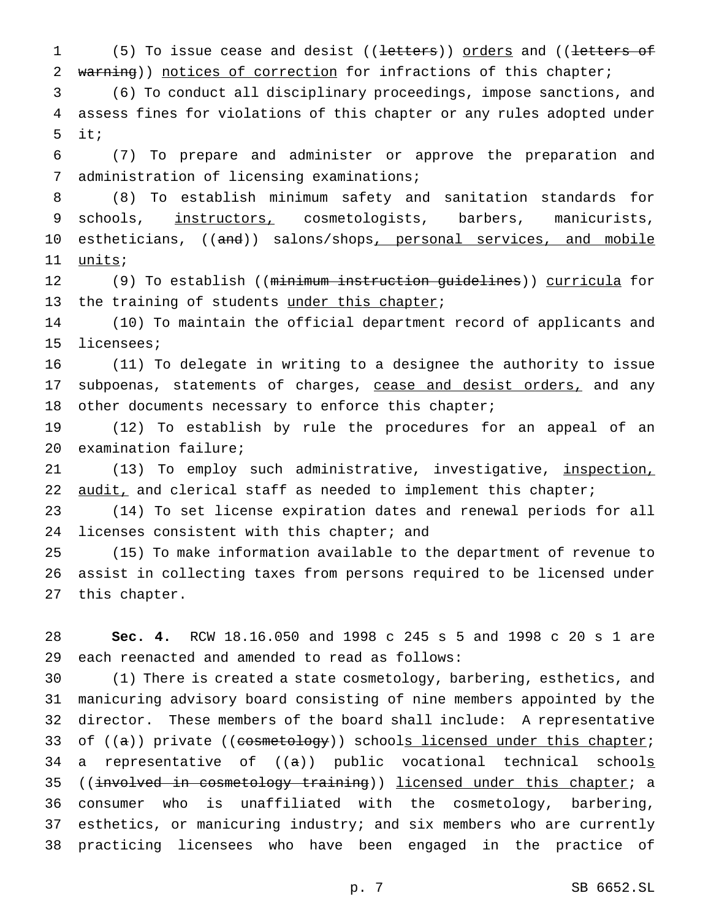(5) To issue cease and desist ((~~letters~~)) <u>orders</u> and ((~~letters of warning~~)) <u>notices of correction</u> for infractions of this chapter;

(6) To conduct all disciplinary proceedings, impose sanctions, and assess fines for violations of this chapter or any rules adopted under it;

(7) To prepare and administer or approve the preparation and administration of licensing examinations;

(8) To establish minimum safety and sanitation standards for schools, <u>instructors,</u> cosmetologists, barbers, manicurists, estheticians, ((~~and~~)) salons/shops<u>, personal services, and mobile units</u>;

(9) To establish ((~~minimum instruction guidelines~~)) <u>curricula</u> for the training of students <u>under this chapter</u>;

(10) To maintain the official department record of applicants and licensees;

(11) To delegate in writing to a designee the authority to issue subpoenas, statements of charges, <u>cease and desist orders,</u> and any other documents necessary to enforce this chapter;

(12) To establish by rule the procedures for an appeal of an examination failure;

(13) To employ such administrative, investigative, <u>inspection, audit,</u> and clerical staff as needed to implement this chapter;

(14) To set license expiration dates and renewal periods for all licenses consistent with this chapter; and

(15) To make information available to the department of revenue to assist in collecting taxes from persons required to be licensed under this chapter.

**Sec. 4.** RCW 18.16.050 and 1998 c 245 s 5 and 1998 c 20 s 1 are each reenacted and amended to read as follows:

(1) There is created a state cosmetology, barbering, esthetics, and manicuring advisory board consisting of nine members appointed by the director. These members of the board shall include: A representative of ((~~a~~)) private ((~~cosmetology~~)) school<u>s licensed under this chapter</u>; a representative of ((~~a~~)) public vocational technical school<u>s</u> ((~~involved in cosmetology training~~)) <u>licensed under this chapter</u>; a consumer who is unaffiliated with the cosmetology, barbering, esthetics, or manicuring industry; and six members who are currently practicing licensees who have been engaged in the practice of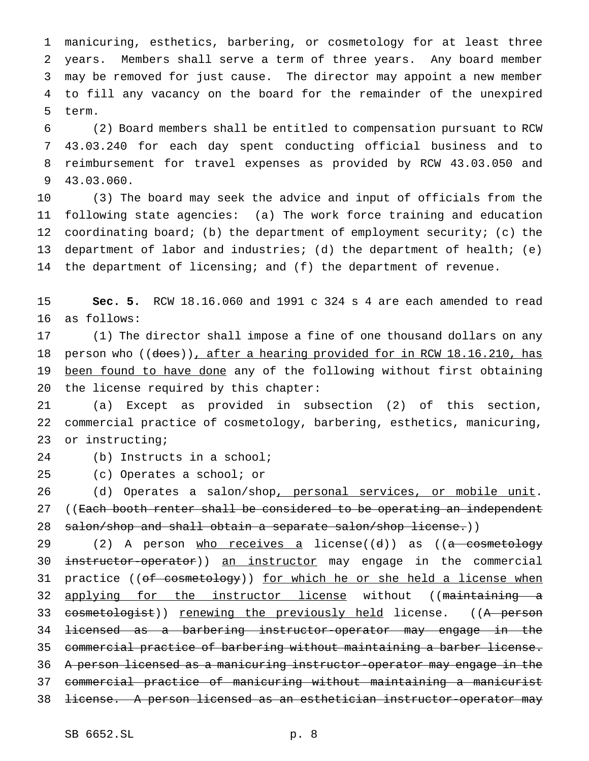manicuring, esthetics, barbering, or cosmetology for at least three years. Members shall serve a term of three years. Any board member may be removed for just cause. The director may appoint a new member to fill any vacancy on the board for the remainder of the unexpired term.

(2) Board members shall be entitled to compensation pursuant to RCW 43.03.240 for each day spent conducting official business and to reimbursement for travel expenses as provided by RCW 43.03.050 and 43.03.060.

(3) The board may seek the advice and input of officials from the following state agencies: (a) The work force training and education coordinating board; (b) the department of employment security; (c) the department of labor and industries; (d) the department of health; (e) the department of licensing; and (f) the department of revenue.

**Sec. 5.** RCW 18.16.060 and 1991 c 324 s 4 are each amended to read as follows:

(1) The director shall impose a fine of one thousand dollars on any person who ((~~does~~)), after a hearing provided for in RCW 18.16.210, has been found to have done any of the following without first obtaining the license required by this chapter:

(a) Except as provided in subsection (2) of this section, commercial practice of cosmetology, barbering, esthetics, manicuring, or instructing;

(b) Instructs in a school;

(c) Operates a school; or

(d) Operates a salon/shop, personal services, or mobile unit. ((~~Each booth renter shall be considered to be operating an independent salon/shop and shall obtain a separate salon/shop license.~~))

(2) A person who receives a license((~~d~~)) as ((~~a cosmetology instructor-operator~~)) an instructor may engage in the commercial practice ((~~of cosmetology~~)) for which he or she held a license when applying for the instructor license without ((~~maintaining a cosmetologist~~)) renewing the previously held license. ((~~A person licensed as a barbering instructor-operator may engage in the commercial practice of barbering without maintaining a barber license. A person licensed as a manicuring instructor-operator may engage in the commercial practice of manicuring without maintaining a manicurist license. A person licensed as an esthetician instructor-operator may~~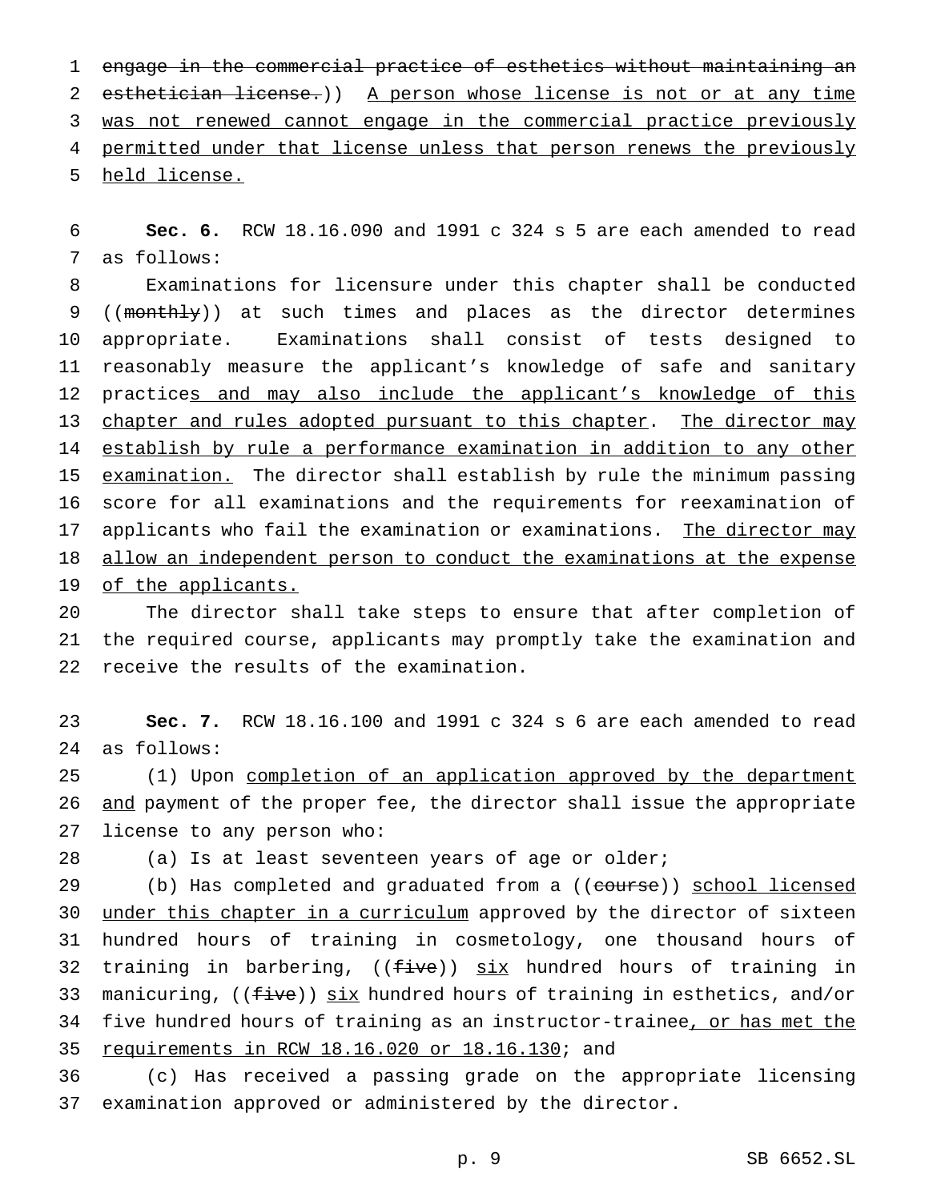~~engage in the commercial practice of esthetics without maintaining an esthetician license.~~)) <u>A person whose license is not or at any time was not renewed cannot engage in the commercial practice previously permitted under that license unless that person renews the previously held license.</u>

**Sec. 6.** RCW 18.16.090 and 1991 c 324 s 5 are each amended to read as follows:

Examinations for licensure under this chapter shall be conducted ((~~monthly~~)) at such times and places as the director determines appropriate. Examinations shall consist of tests designed to reasonably measure the applicant's knowledge of safe and sanitary practice<u>s and may also include the applicant's knowledge of this chapter and rules adopted pursuant to this chapter</u>. <u>The director may establish by rule a performance examination in addition to any other examination.</u> The director shall establish by rule the minimum passing score for all examinations and the requirements for reexamination of applicants who fail the examination or examinations. <u>The director may allow an independent person to conduct the examinations at the expense of the applicants.</u>

The director shall take steps to ensure that after completion of the required course, applicants may promptly take the examination and receive the results of the examination.

**Sec. 7.** RCW 18.16.100 and 1991 c 324 s 6 are each amended to read as follows:

(1) Upon <u>completion of an application approved by the department and</u> payment of the proper fee, the director shall issue the appropriate license to any person who:

(a) Is at least seventeen years of age or older;

(b) Has completed and graduated from a ((~~course~~)) <u>school licensed under this chapter in a curriculum</u> approved by the director of sixteen hundred hours of training in cosmetology, one thousand hours of training in barbering, ((~~five~~)) <u>six</u> hundred hours of training in manicuring, ((~~five~~)) <u>six</u> hundred hours of training in esthetics, and/or five hundred hours of training as an instructor-trainee<u>, or has met the requirements in RCW 18.16.020 or 18.16.130</u>; and

(c) Has received a passing grade on the appropriate licensing examination approved or administered by the director.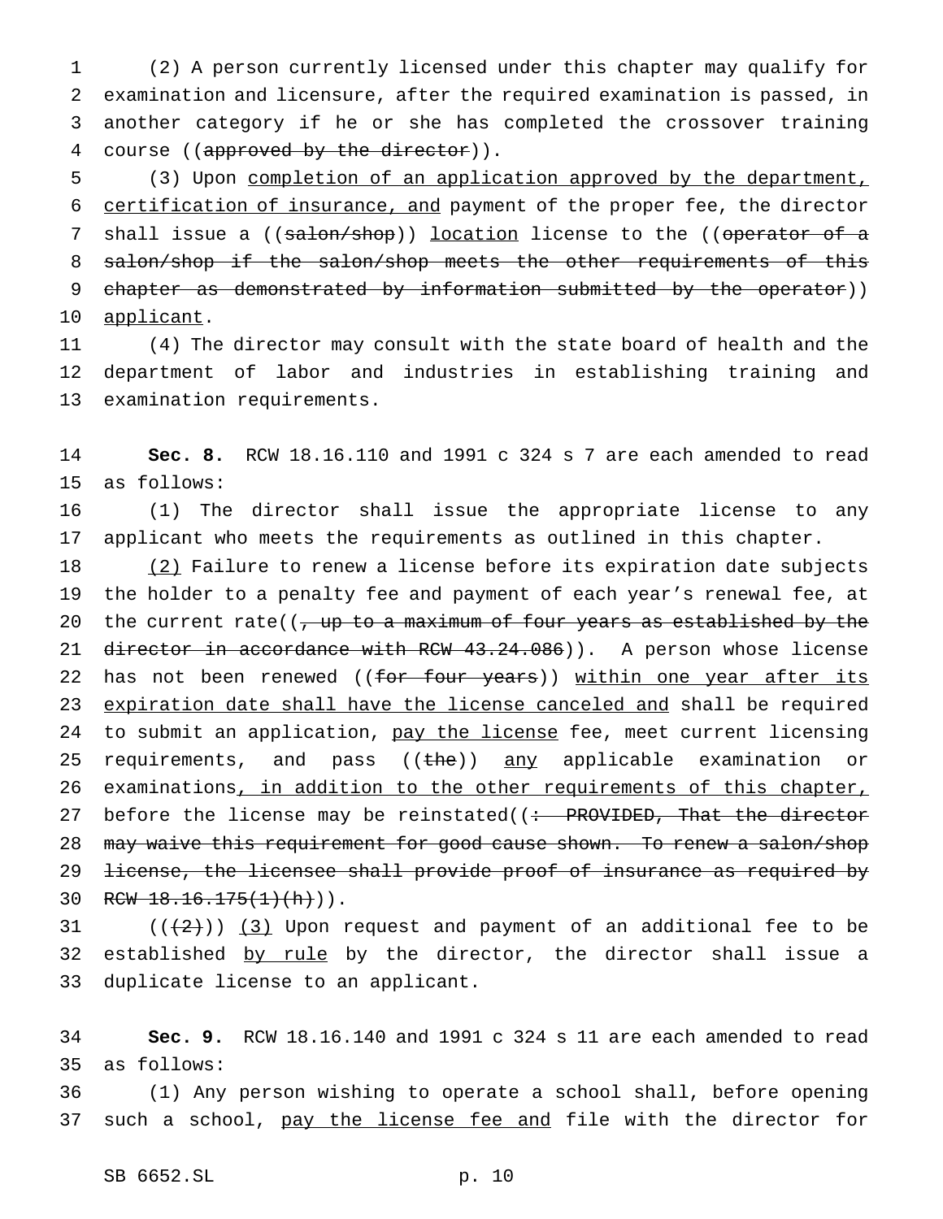(2) A person currently licensed under this chapter may qualify for examination and licensure, after the required examination is passed, in another category if he or she has completed the crossover training course ((~~approved by the director~~)).

(3) Upon completion of an application approved by the department, certification of insurance, and payment of the proper fee, the director shall issue a ((~~salon/shop~~)) location license to the ((~~operator of a salon/shop if the salon/shop meets the other requirements of this chapter as demonstrated by information submitted by the operator~~)) applicant.

(4) The director may consult with the state board of health and the department of labor and industries in establishing training and examination requirements.

**Sec. 8.** RCW 18.16.110 and 1991 c 324 s 7 are each amended to read as follows:

(1) The director shall issue the appropriate license to any applicant who meets the requirements as outlined in this chapter.

(2) Failure to renew a license before its expiration date subjects the holder to a penalty fee and payment of each year's renewal fee, at the current rate((~~, up to a maximum of four years as established by the director in accordance with RCW 43.24.086~~)). A person whose license has not been renewed ((~~for four years~~)) within one year after its expiration date shall have the license canceled and shall be required to submit an application, pay the license fee, meet current licensing requirements, and pass ((~~the~~)) any applicable examination or examinations, in addition to the other requirements of this chapter, before the license may be reinstated((~~: PROVIDED, That the director may waive this requirement for good cause shown. To renew a salon/shop license, the licensee shall provide proof of insurance as required by RCW 18.16.175(1)(h)~~)).

((~~(2)~~)) (3) Upon request and payment of an additional fee to be established by rule by the director, the director shall issue a duplicate license to an applicant.

**Sec. 9.** RCW 18.16.140 and 1991 c 324 s 11 are each amended to read as follows:

(1) Any person wishing to operate a school shall, before opening such a school, pay the license fee and file with the director for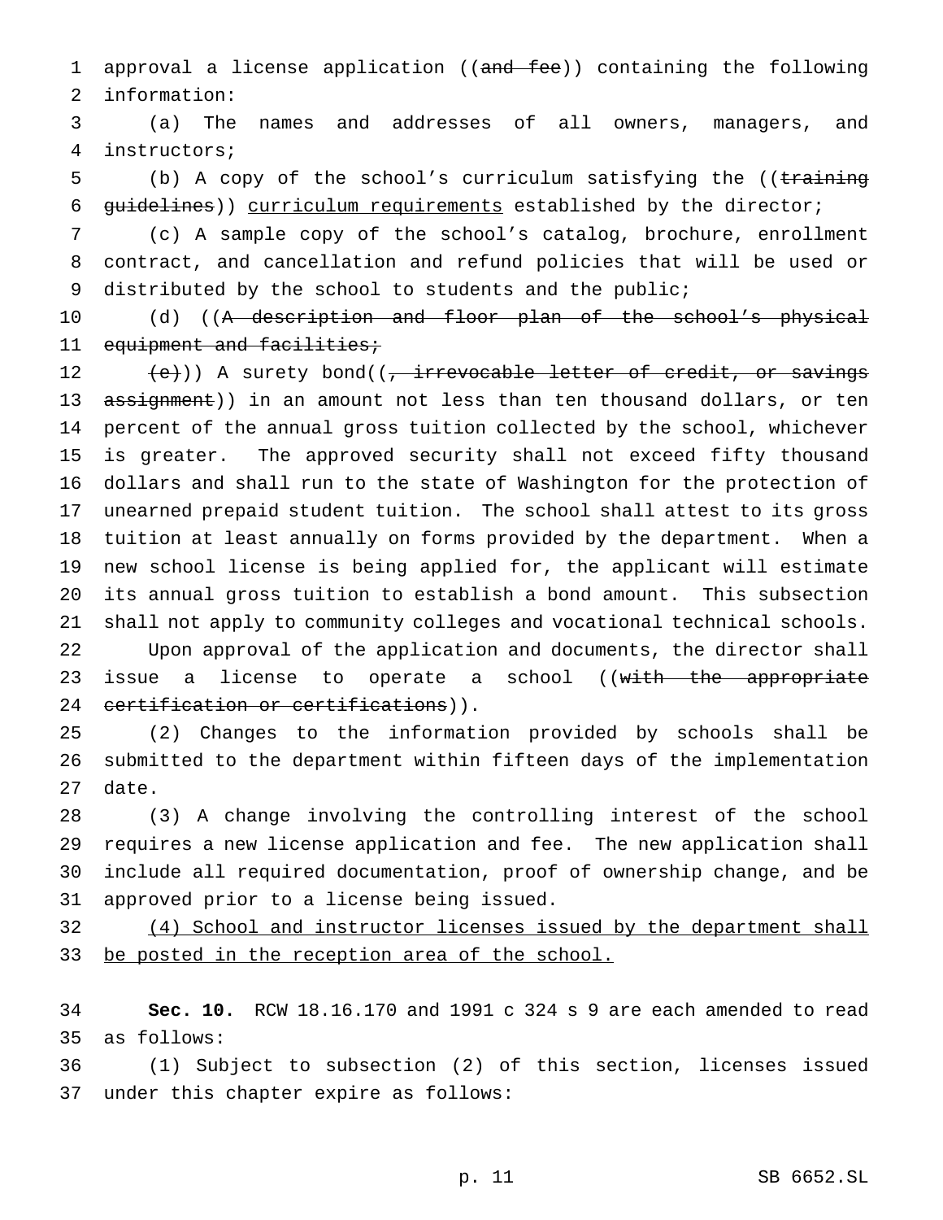approval a license application ((~~and fee~~)) containing the following information:

(a) The names and addresses of all owners, managers, and instructors;

(b) A copy of the school's curriculum satisfying the ((~~training guidelines~~)) <u>curriculum requirements</u> established by the director;

(c) A sample copy of the school's catalog, brochure, enrollment contract, and cancellation and refund policies that will be used or distributed by the school to students and the public;

(d) ((~~A description and floor plan of the school's physical equipment and facilities;~~

~~(e)~~)) A surety bond((~~, irrevocable letter of credit, or savings assignment~~)) in an amount not less than ten thousand dollars, or ten percent of the annual gross tuition collected by the school, whichever is greater. The approved security shall not exceed fifty thousand dollars and shall run to the state of Washington for the protection of unearned prepaid student tuition. The school shall attest to its gross tuition at least annually on forms provided by the department. When a new school license is being applied for, the applicant will estimate its annual gross tuition to establish a bond amount. This subsection shall not apply to community colleges and vocational technical schools.

Upon approval of the application and documents, the director shall issue a license to operate a school ((~~with the appropriate certification or certifications~~)).

(2) Changes to the information provided by schools shall be submitted to the department within fifteen days of the implementation date.

(3) A change involving the controlling interest of the school requires a new license application and fee. The new application shall include all required documentation, proof of ownership change, and be approved prior to a license being issued.

<u>(4) School and instructor licenses issued by the department shall be posted in the reception area of the school.</u>

**Sec. 10.** RCW 18.16.170 and 1991 c 324 s 9 are each amended to read as follows:

(1) Subject to subsection (2) of this section, licenses issued under this chapter expire as follows: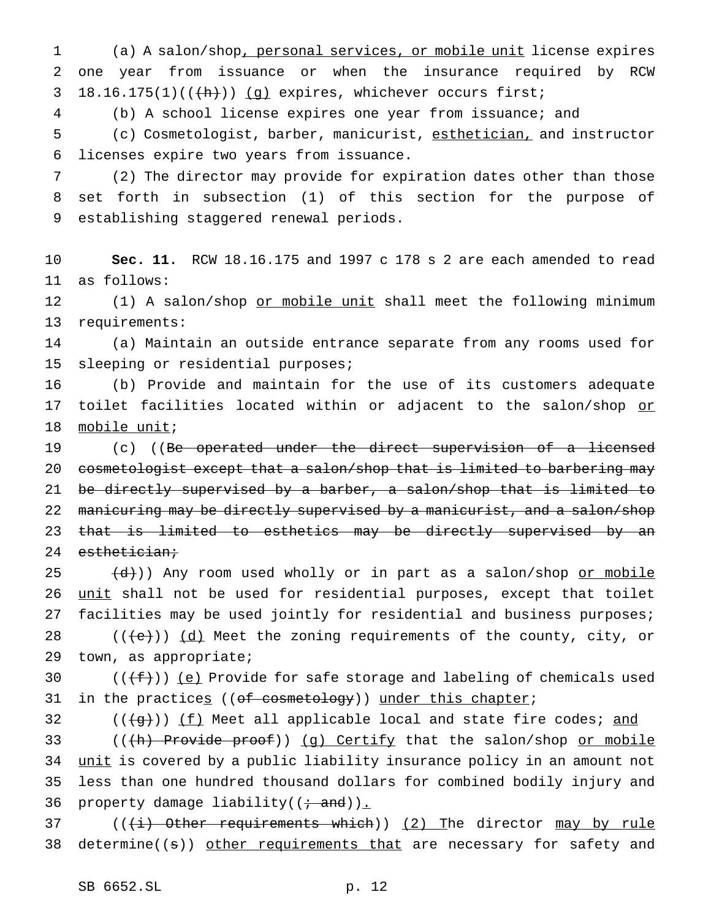(a) A salon/shop, personal services, or mobile unit license expires one year from issuance or when the insurance required by RCW 18.16.175(1)(((h))) (g) expires, whichever occurs first;

(b) A school license expires one year from issuance; and

(c) Cosmetologist, barber, manicurist, esthetician, and instructor licenses expire two years from issuance.

(2) The director may provide for expiration dates other than those set forth in subsection (1) of this section for the purpose of establishing staggered renewal periods.

**Sec. 11.** RCW 18.16.175 and 1997 c 178 s 2 are each amended to read as follows:

(1) A salon/shop or mobile unit shall meet the following minimum requirements:

(a) Maintain an outside entrance separate from any rooms used for sleeping or residential purposes;

(b) Provide and maintain for the use of its customers adequate toilet facilities located within or adjacent to the salon/shop or mobile unit;

(c) ((~~Be operated under the direct supervision of a licensed cosmetologist except that a salon/shop that is limited to barbering may be directly supervised by a barber, a salon/shop that is limited to manicuring may be directly supervised by a manicurist, and a salon/shop that is limited to esthetics may be directly supervised by an esthetician;~~

~~(d)~~)) Any room used wholly or in part as a salon/shop or mobile unit shall not be used for residential purposes, except that toilet facilities may be used jointly for residential and business purposes;

((~~(e)~~)) (d) Meet the zoning requirements of the county, city, or town, as appropriate;

((~~(f)~~)) (e) Provide for safe storage and labeling of chemicals used in the practices ((~~of cosmetology~~)) under this chapter;

((~~(g)~~)) (f) Meet all applicable local and state fire codes; and

((~~(h) Provide proof~~)) (g) Certify that the salon/shop or mobile unit is covered by a public liability insurance policy in an amount not less than one hundred thousand dollars for combined bodily injury and property damage liability((~~; and~~)).

((~~(i) Other requirements which~~)) (2) The director may by rule determine((~~s~~)) other requirements that are necessary for safety and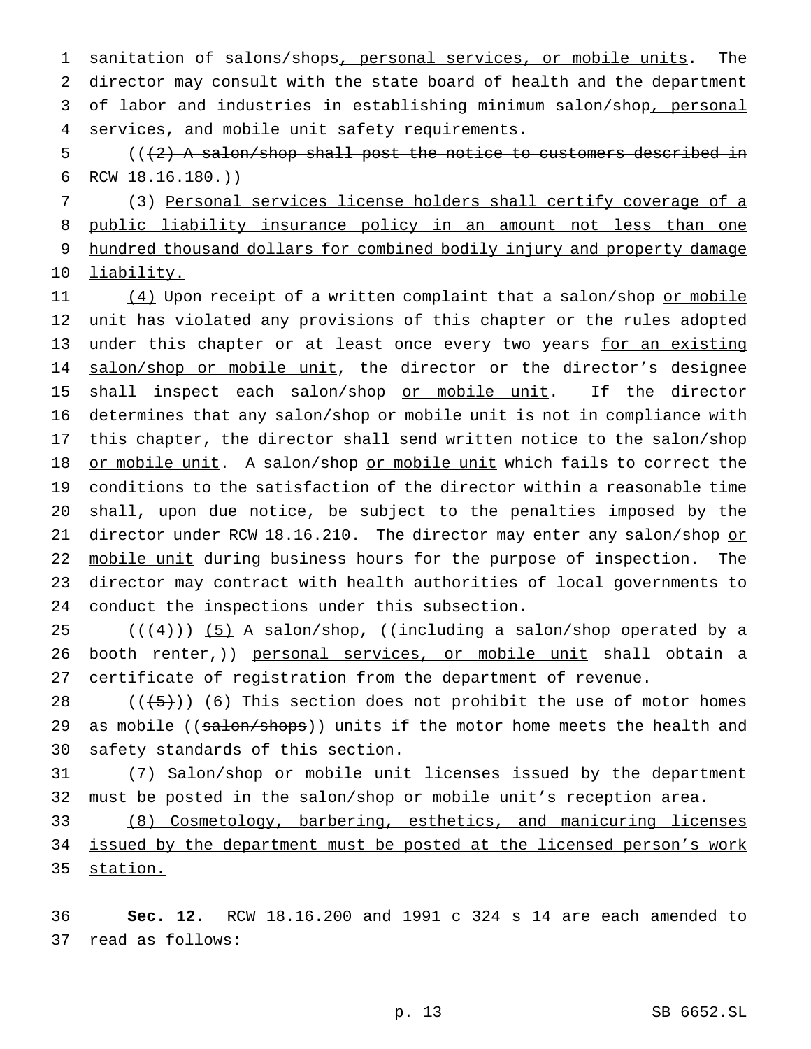sanitation of salons/shops, personal services, or mobile units. The director may consult with the state board of health and the department of labor and industries in establishing minimum salon/shop, personal services, and mobile unit safety requirements.

(((2) A salon/shop shall post the notice to customers described in RCW 18.16.180.))

(3) Personal services license holders shall certify coverage of a public liability insurance policy in an amount not less than one hundred thousand dollars for combined bodily injury and property damage liability.

(4) Upon receipt of a written complaint that a salon/shop or mobile unit has violated any provisions of this chapter or the rules adopted under this chapter or at least once every two years for an existing salon/shop or mobile unit, the director or the director's designee shall inspect each salon/shop or mobile unit. If the director determines that any salon/shop or mobile unit is not in compliance with this chapter, the director shall send written notice to the salon/shop or mobile unit. A salon/shop or mobile unit which fails to correct the conditions to the satisfaction of the director within a reasonable time shall, upon due notice, be subject to the penalties imposed by the director under RCW 18.16.210. The director may enter any salon/shop or mobile unit during business hours for the purpose of inspection. The director may contract with health authorities of local governments to conduct the inspections under this subsection.

(((4))) (5) A salon/shop, ((including a salon/shop operated by a booth renter,)) personal services, or mobile unit shall obtain a certificate of registration from the department of revenue.

(((5))) (6) This section does not prohibit the use of motor homes as mobile ((salon/shops)) units if the motor home meets the health and safety standards of this section.

(7) Salon/shop or mobile unit licenses issued by the department must be posted in the salon/shop or mobile unit's reception area.

(8) Cosmetology, barbering, esthetics, and manicuring licenses issued by the department must be posted at the licensed person's work station.

**Sec. 12.** RCW 18.16.200 and 1991 c 324 s 14 are each amended to read as follows: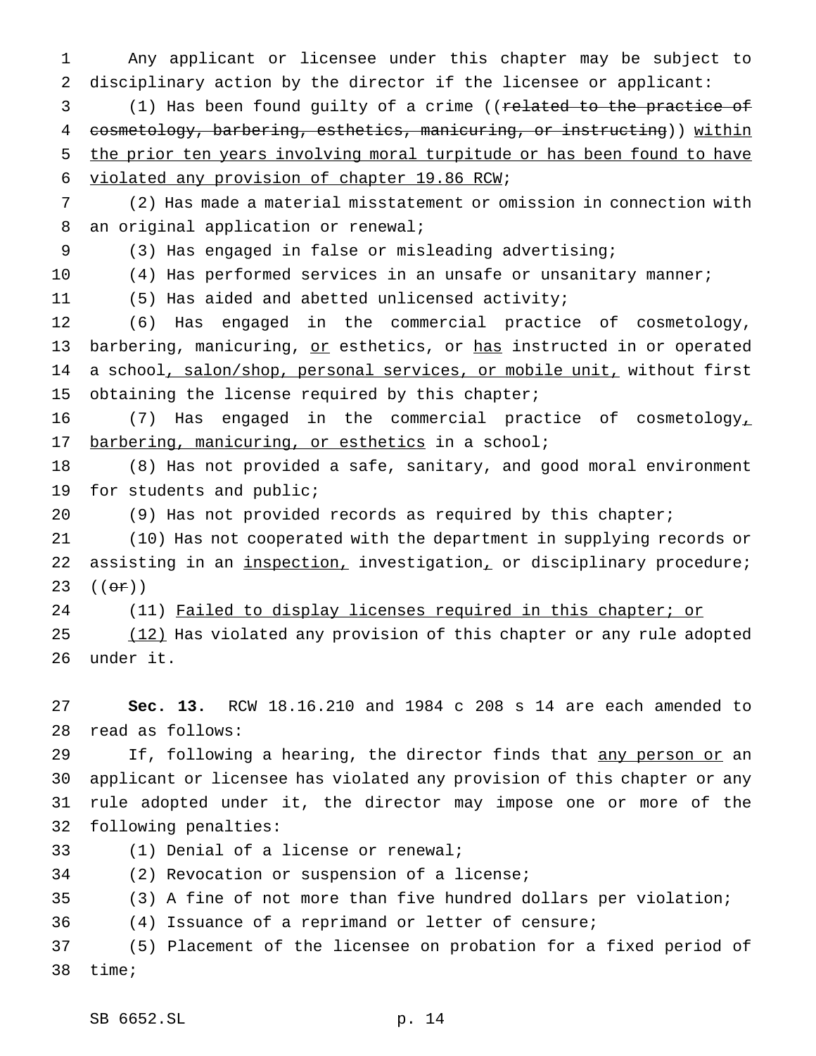Any applicant or licensee under this chapter may be subject to disciplinary action by the director if the licensee or applicant:

(1) Has been found guilty of a crime ((~~related to the practice of cosmetology, barbering, esthetics, manicuring, or instructing~~)) <u>within the prior ten years involving moral turpitude or has been found to have violated any provision of chapter 19.86 RCW</u>;

(2) Has made a material misstatement or omission in connection with an original application or renewal;

(3) Has engaged in false or misleading advertising;

(4) Has performed services in an unsafe or unsanitary manner;

(5) Has aided and abetted unlicensed activity;

(6) Has engaged in the commercial practice of cosmetology, barbering, manicuring, <u>or</u> esthetics, or <u>has</u> instructed in or operated a school<u>, salon/shop, personal services, or mobile unit,</u> without first obtaining the license required by this chapter;

(7) Has engaged in the commercial practice of cosmetology<u>, barbering, manicuring, or esthetics</u> in a school;

(8) Has not provided a safe, sanitary, and good moral environment for students and public;

(9) Has not provided records as required by this chapter;

(10) Has not cooperated with the department in supplying records or assisting in an <u>inspection,</u> investigation<u>,</u> or disciplinary procedure; ((~~or~~))

(11) <u>Failed to display licenses required in this chapter; or</u>

<u>(12)</u> Has violated any provision of this chapter or any rule adopted under it.

**Sec. 13.** RCW 18.16.210 and 1984 c 208 s 14 are each amended to read as follows:

If, following a hearing, the director finds that <u>any person or</u> an applicant or licensee has violated any provision of this chapter or any rule adopted under it, the director may impose one or more of the following penalties:

(1) Denial of a license or renewal;

(2) Revocation or suspension of a license;

(3) A fine of not more than five hundred dollars per violation;

(4) Issuance of a reprimand or letter of censure;

(5) Placement of the licensee on probation for a fixed period of time;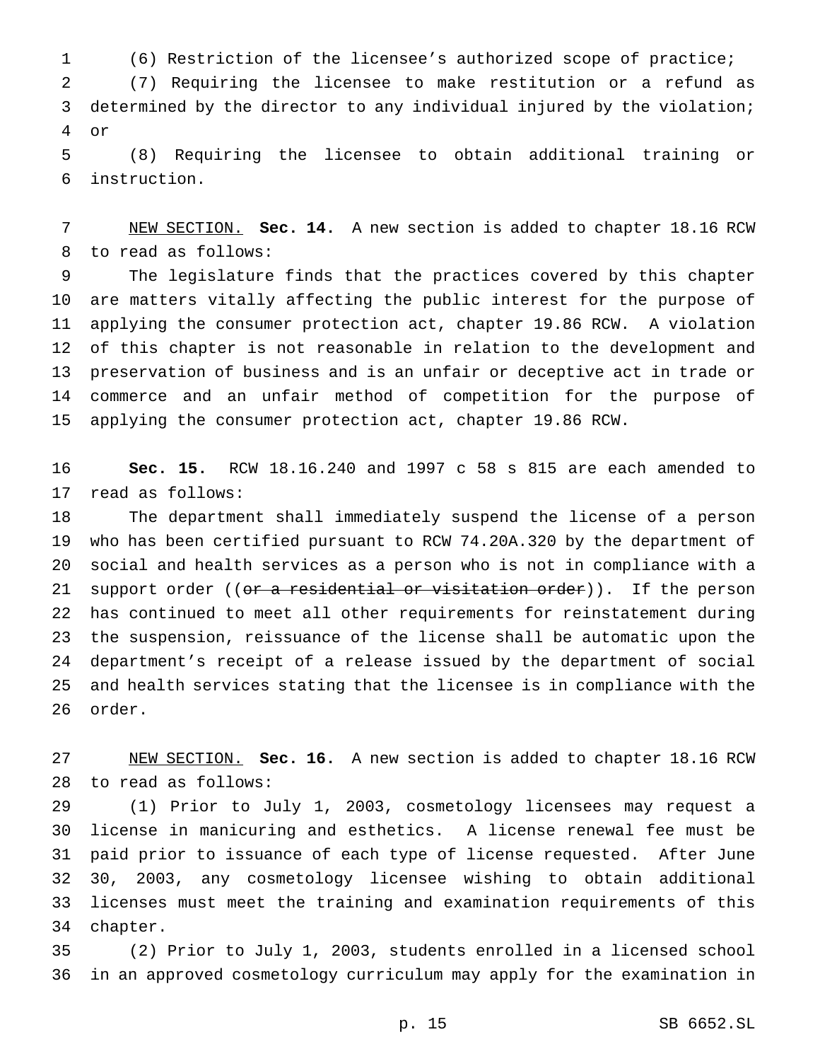(6) Restriction of the licensee's authorized scope of practice;

(7) Requiring the licensee to make restitution or a refund as determined by the director to any individual injured by the violation; or

(8) Requiring the licensee to obtain additional training or instruction.

NEW SECTION. **Sec. 14.** A new section is added to chapter 18.16 RCW to read as follows:

The legislature finds that the practices covered by this chapter are matters vitally affecting the public interest for the purpose of applying the consumer protection act, chapter 19.86 RCW. A violation of this chapter is not reasonable in relation to the development and preservation of business and is an unfair or deceptive act in trade or commerce and an unfair method of competition for the purpose of applying the consumer protection act, chapter 19.86 RCW.

**Sec. 15.** RCW 18.16.240 and 1997 c 58 s 815 are each amended to read as follows:

The department shall immediately suspend the license of a person who has been certified pursuant to RCW 74.20A.320 by the department of social and health services as a person who is not in compliance with a support order ((~~or a residential or visitation order~~)). If the person has continued to meet all other requirements for reinstatement during the suspension, reissuance of the license shall be automatic upon the department's receipt of a release issued by the department of social and health services stating that the licensee is in compliance with the order.

NEW SECTION. **Sec. 16.** A new section is added to chapter 18.16 RCW to read as follows:

(1) Prior to July 1, 2003, cosmetology licensees may request a license in manicuring and esthetics. A license renewal fee must be paid prior to issuance of each type of license requested. After June 30, 2003, any cosmetology licensee wishing to obtain additional licenses must meet the training and examination requirements of this chapter.

(2) Prior to July 1, 2003, students enrolled in a licensed school in an approved cosmetology curriculum may apply for the examination in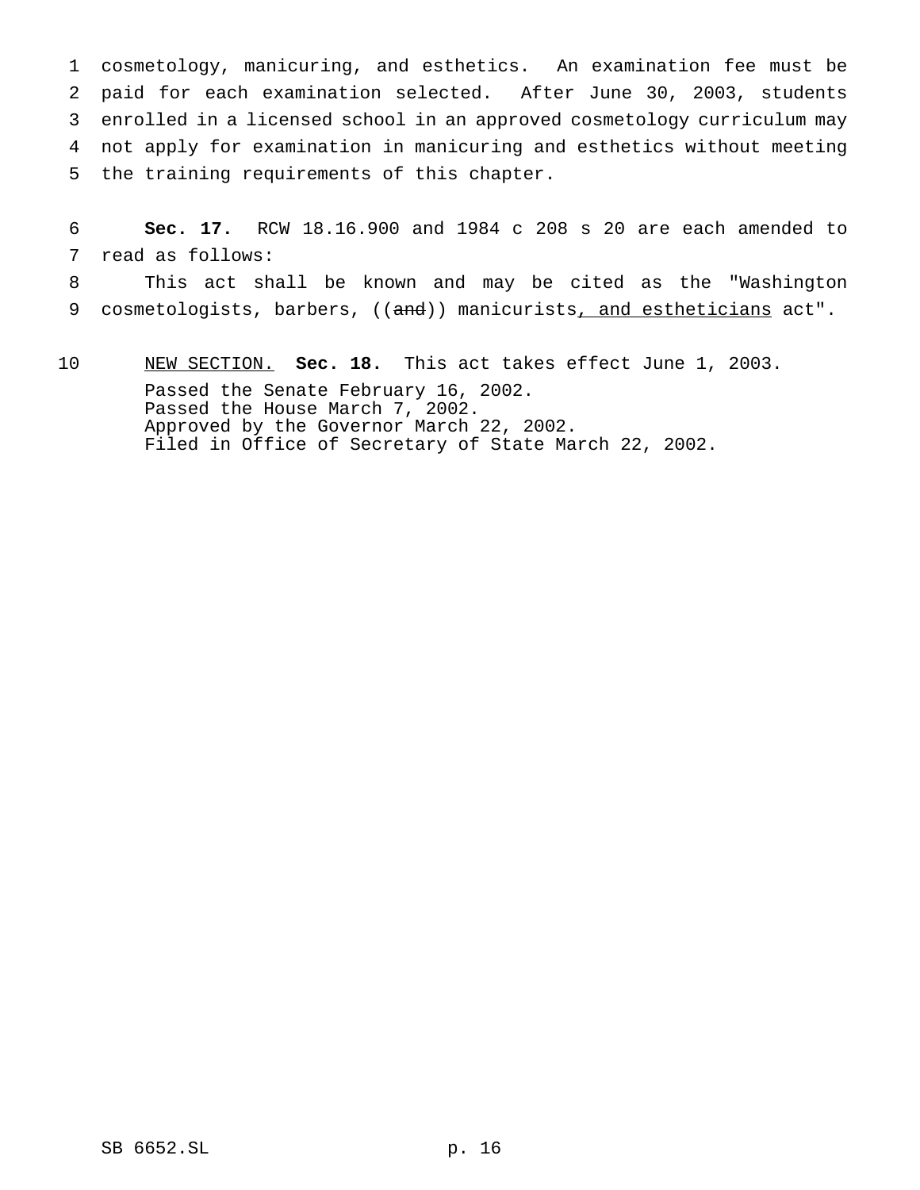cosmetology, manicuring, and esthetics. An examination fee must be paid for each examination selected. After June 30, 2003, students enrolled in a licensed school in an approved cosmetology curriculum may not apply for examination in manicuring and esthetics without meeting the training requirements of this chapter.

**Sec. 17.** RCW 18.16.900 and 1984 c 208 s 20 are each amended to read as follows:

This act shall be known and may be cited as the "Washington cosmetologists, barbers, ((~~and~~)) manicurists, and estheticians act".

NEW SECTION. **Sec. 18.** This act takes effect June 1, 2003.

Passed the Senate February 16, 2002.
Passed the House March 7, 2002.
Approved by the Governor March 22, 2002.
Filed in Office of Secretary of State March 22, 2002.